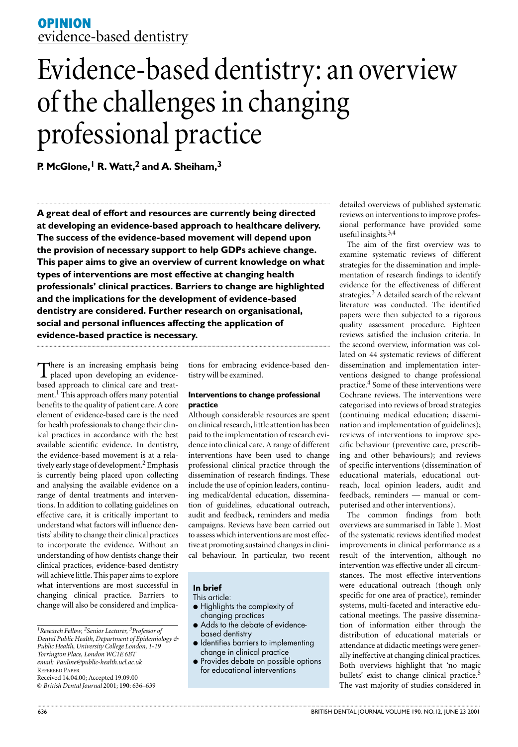**OPINION**
evidence-based dentistry

# Evidence-based dentistry: an overview of the challenges in changing professional practice

**P. McGlone,[1] R. Watt,[2] and A. Sheiham,[3]**

**A great deal of effort and resources are currently being directed at developing an evidence-based approach to healthcare delivery. The success of the evidence-based movement will depend upon the provision of necessary support to help GDPs achieve change. This paper aims to give an overview of current knowledge on what types of interventions are most effective at changing health professionals' clinical practices. Barriers to change are highlighted and the implications for the development of evidence-based dentistry are considered. Further research on organisational, social and personal influences affecting the application of evidence-based practice is necessary.**

There is an increasing emphasis being placed upon developing an evidence-based approach to clinical care and treatment.[1] This approach offers many potential benefits to the quality of patient care. A core element of evidence-based care is the need for health professionals to change their clinical practices in accordance with the best available scientific evidence. In dentistry, the evidence-based movement is at a relatively early stage of development.[2] Emphasis is currently being placed upon collecting and analysing the available evidence on a range of dental treatments and interventions. In addition to collating guidelines on effective care, it is critically important to understand what factors will influence dentists' ability to change their clinical practices to incorporate the evidence. Without an understanding of how dentists change their clinical practices, evidence-based dentistry will achieve little. This paper aims to explore what interventions are most successful in changing clinical practice. Barriers to change will also be considered and implications for embracing evidence-based dentistry will be examined.

*[1]Research Fellow, [2]Senior Lecturer, [3]Professor of Dental Public Health, Department of Epidemiology & Public Health, University College London, 1-19 Torrington Place, London WC1E 6BT*
*email: Pauline@public-health.ucl.ac.uk*
REFEREED PAPER
Received 14.04.00; Accepted 19.09.00
© *British Dental Journal* 2001; **190**: 636–639

### Interventions to change professional practice

Although considerable resources are spent on clinical research, little attention has been paid to the implementation of research evidence into clinical care. A range of different interventions have been used to change professional clinical practice through the dissemination of research findings. These include the use of opinion leaders, continuing medical/dental education, dissemination of guidelines, educational outreach, audit and feedback, reminders and media campaigns. Reviews have been carried out to assess which interventions are most effective at promoting sustained changes in clinical behaviour. In particular, two recent detailed overviews of published systematic reviews on interventions to improve professional performance have provided some useful insights.[3,4]

> **In brief**
>
> This article:
> - Highlights the complexity of changing practices
> - Adds to the debate of evidence-based dentistry
> - Identifies barriers to implementing change in clinical practice
> - Provides debate on possible options for educational interventions

The aim of the first overview was to examine systematic reviews of different strategies for the dissemination and implementation of research findings to identify evidence for the effectiveness of different strategies.[3] A detailed search of the relevant literature was conducted. The identified papers were then subjected to a rigorous quality assessment procedure. Eighteen reviews satisfied the inclusion criteria. In the second overview, information was collated on 44 systematic reviews of different dissemination and implementation interventions designed to change professional practice.[4] Some of these interventions were Cochrane reviews. The interventions were categorised into reviews of broad strategies (continuing medical education; dissemination and implementation of guidelines); reviews of interventions to improve specific behaviour (preventive care, prescribing and other behaviours); and reviews of specific interventions (dissemination of educational materials, educational outreach, local opinion leaders, audit and feedback, reminders — manual or computerised and other interventions).

The common findings from both overviews are summarised in Table 1. Most of the systematic reviews identified modest improvements in clinical performance as a result of the intervention, although no intervention was effective under all circumstances. The most effective interventions were educational outreach (though only specific for one area of practice), reminder systems, multi-faceted and interactive educational meetings. The passive dissemination of information either through the distribution of educational materials or attendance at didactic meetings were generally ineffective at changing clinical practices. Both overviews highlight that 'no magic bullets' exist to change clinical practice.[5] The vast majority of studies considered in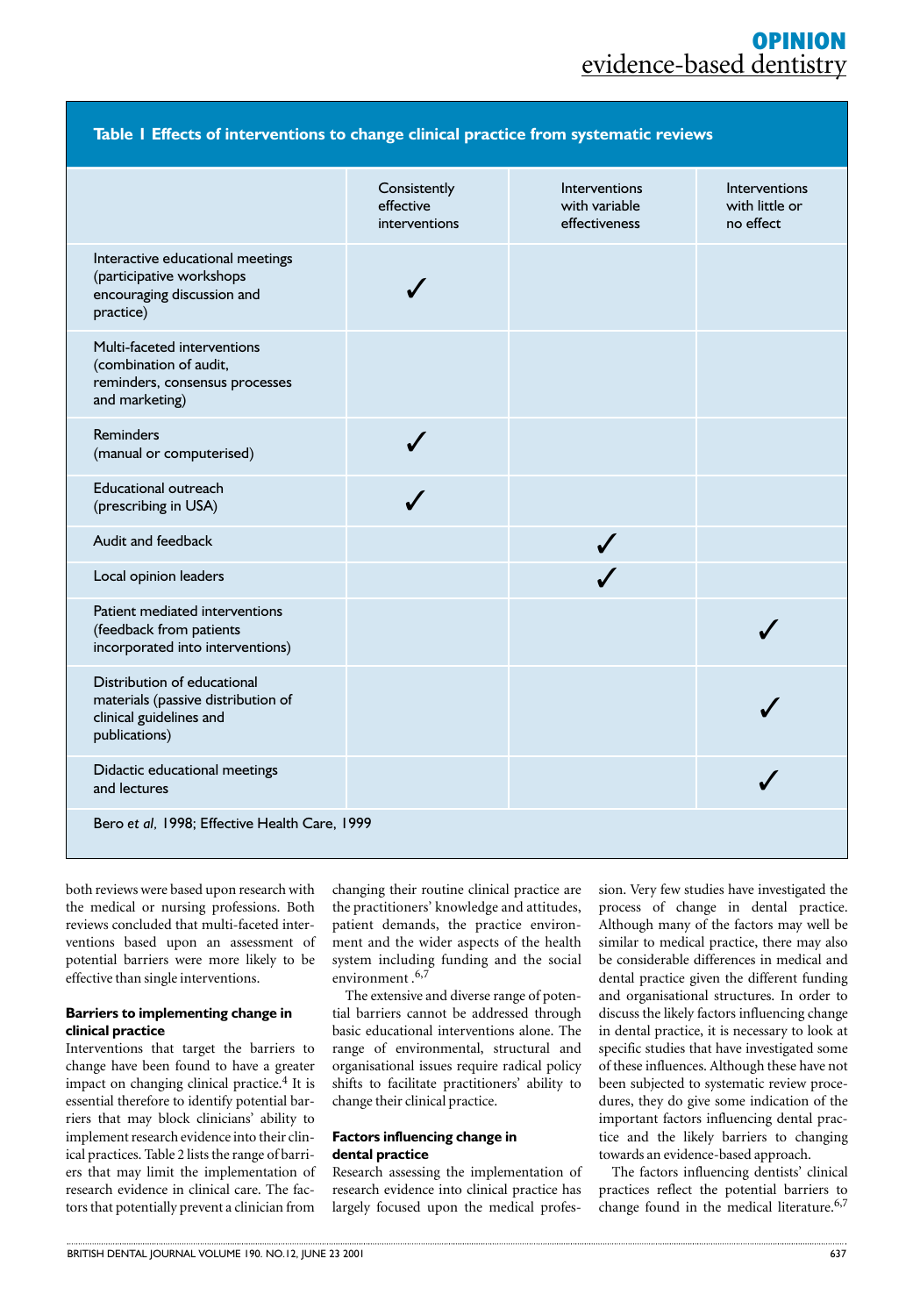**Table 1 Effects of interventions to change clinical practice from systematic reviews**

| | Consistently effective interventions | Interventions with variable effectiveness | Interventions with little or no effect |
|---|---|---|---|
| Interactive educational meetings (participative workshops encouraging discussion and practice) | ✓ | | |
| Multi-faceted interventions (combination of audit, reminders, consensus processes and marketing) | | | |
| Reminders (manual or computerised) | ✓ | | |
| Educational outreach (prescribing in USA) | ✓ | | |
| Audit and feedback | | ✓ | |
| Local opinion leaders | | ✓ | |
| Patient mediated interventions (feedback from patients incorporated into interventions) | | | ✓ |
| Distribution of educational materials (passive distribution of clinical guidelines and publications) | | | ✓ |
| Didactic educational meetings and lectures | | | ✓ |

Bero *et al*, 1998; Effective Health Care, 1999

both reviews were based upon research with the medical or nursing professions. Both reviews concluded that multi-faceted interventions based upon an assessment of potential barriers were more likely to be effective than single interventions.

**Barriers to implementing change in clinical practice**

Interventions that target the barriers to change have been found to have a greater impact on changing clinical practice.[4] It is essential therefore to identify potential barriers that may block clinicians' ability to implement research evidence into their clinical practices. Table 2 lists the range of barriers that may limit the implementation of research evidence in clinical care. The factors that potentially prevent a clinician from changing their routine clinical practice are the practitioners' knowledge and attitudes, patient demands, the practice environment and the wider aspects of the health system including funding and the social environment.[6,7]

The extensive and diverse range of potential barriers cannot be addressed through basic educational interventions alone. The range of environmental, structural and organisational issues require radical policy shifts to facilitate practitioners' ability to change their clinical practice.

**Factors influencing change in dental practice**

Research assessing the implementation of research evidence into clinical practice has largely focused upon the medical profession. Very few studies have investigated the process of change in dental practice. Although many of the factors may well be similar to medical practice, there may also be considerable differences in medical and dental practice given the different funding and organisational structures. In order to discuss the likely factors influencing change in dental practice, it is necessary to look at specific studies that have investigated some of these influences. Although these have not been subjected to systematic review procedures, they do give some indication of the important factors influencing dental practice and the likely barriers to changing towards an evidence-based approach.

The factors influencing dentists' clinical practices reflect the potential barriers to change found in the medical literature.[6,7]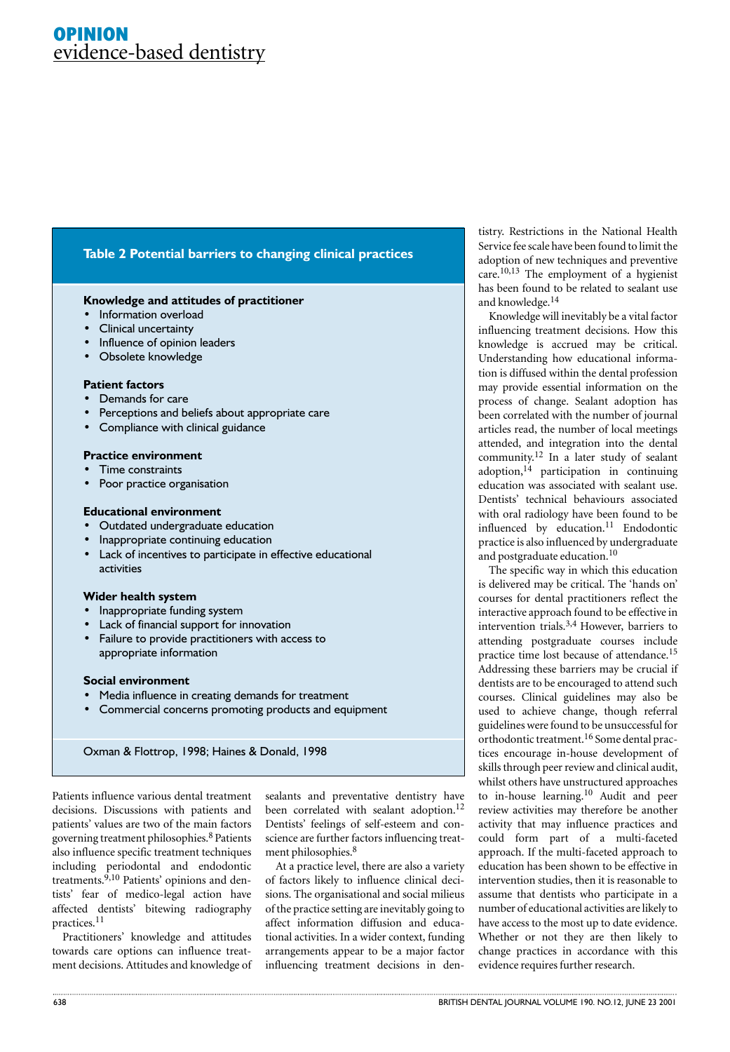**Table 2 Potential barriers to changing clinical practices**

**Knowledge and attitudes of practitioner**
- Information overload
- Clinical uncertainty
- Influence of opinion leaders
- Obsolete knowledge

**Patient factors**
- Demands for care
- Perceptions and beliefs about appropriate care
- Compliance with clinical guidance

**Practice environment**
- Time constraints
- Poor practice organisation

**Educational environment**
- Outdated undergraduate education
- Inappropriate continuing education
- Lack of incentives to participate in effective educational activities

**Wider health system**
- Inappropriate funding system
- Lack of financial support for innovation
- Failure to provide practitioners with access to appropriate information

**Social environment**
- Media influence in creating demands for treatment
- Commercial concerns promoting products and equipment

Oxman & Flottrop, 1998; Haines & Donald, 1998

Patients influence various dental treatment decisions. Discussions with patients and patients' values are two of the main factors governing treatment philosophies.[8] Patients also influence specific treatment techniques including periodontal and endodontic treatments.[9,10] Patients' opinions and dentists' fear of medico-legal action have affected dentists' bitewing radiography practices.[11]

Practitioners' knowledge and attitudes towards care options can influence treatment decisions. Attitudes and knowledge of sealants and preventative dentistry have been correlated with sealant adoption.[12] Dentists' feelings of self-esteem and conscience are further factors influencing treatment philosophies.[8]

At a practice level, there are also a variety of factors likely to influence clinical decisions. The organisational and social milieus of the practice setting are inevitably going to affect information diffusion and educational activities. In a wider context, funding arrangements appear to be a major factor influencing treatment decisions in dentistry. Restrictions in the National Health Service fee scale have been found to limit the adoption of new techniques and preventive care.[10,13] The employment of a hygienist has been found to be related to sealant use and knowledge.[14]

Knowledge will inevitably be a vital factor influencing treatment decisions. How this knowledge is accrued may be critical. Understanding how educational information is diffused within the dental profession may provide essential information on the process of change. Sealant adoption has been correlated with the number of journal articles read, the number of local meetings attended, and integration into the dental community.[12] In a later study of sealant adoption,[14] participation in continuing education was associated with sealant use. Dentists' technical behaviours associated with oral radiology have been found to be influenced by education.[11] Endodontic practice is also influenced by undergraduate and postgraduate education.[10]

The specific way in which this education is delivered may be critical. The 'hands on' courses for dental practitioners reflect the interactive approach found to be effective in intervention trials.[3,4] However, barriers to attending postgraduate courses include practice time lost because of attendance.[15] Addressing these barriers may be crucial if dentists are to be encouraged to attend such courses. Clinical guidelines may also be used to achieve change, though referral guidelines were found to be unsuccessful for orthodontic treatment.[16] Some dental practices encourage in-house development of skills through peer review and clinical audit, whilst others have unstructured approaches to in-house learning.[10] Audit and peer review activities may therefore be another activity that may influence practices and could form part of a multi-faceted approach. If the multi-faceted approach to education has been shown to be effective in intervention studies, then it is reasonable to assume that dentists who participate in a number of educational activities are likely to have access to the most up to date evidence. Whether or not they are then likely to change practices in accordance with this evidence requires further research.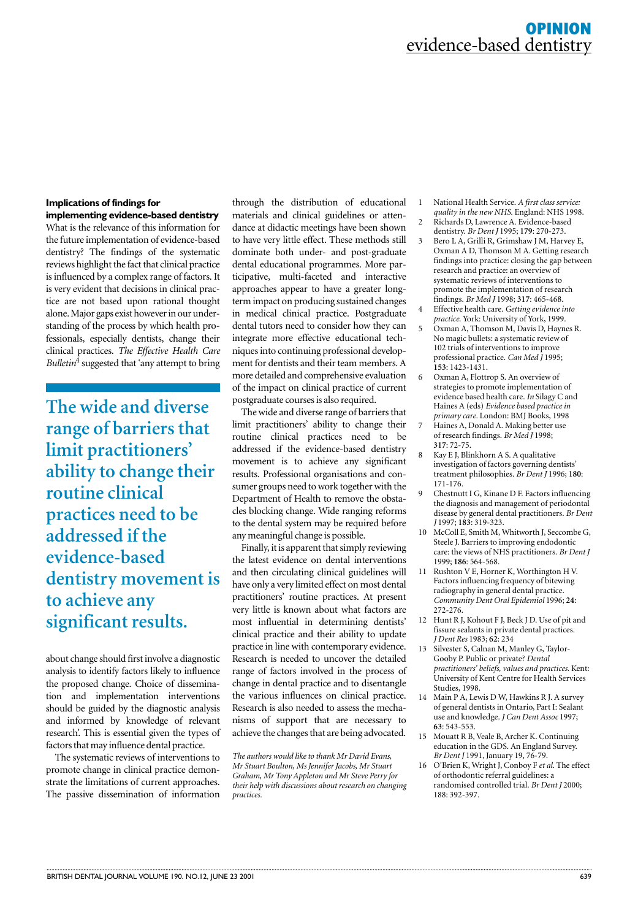### Implications of findings for implementing evidence-based dentistry

What is the relevance of this information for the future implementation of evidence-based dentistry? The findings of the systematic reviews highlight the fact that clinical practice is influenced by a complex range of factors. It is very evident that decisions in clinical practice are not based upon rational thought alone. Major gaps exist however in our understanding of the process by which health professionals, especially dentists, change their clinical practices. *The Effective Health Care Bulletin*[4] suggested that 'any attempt to bring about change should first involve a diagnostic analysis to identify factors likely to influence the proposed change. Choice of dissemination and implementation interventions should be guided by the diagnostic analysis and informed by knowledge of relevant research'. This is essential given the types of factors that may influence dental practice.

The systematic reviews of interventions to promote change in clinical practice demonstrate the limitations of current approaches. The passive dissemination of information through the distribution of educational materials and clinical guidelines or attendance at didactic meetings have been shown to have very little effect. These methods still dominate both under- and post-graduate dental educational programmes. More participative, multi-faceted and interactive approaches appear to have a greater long-term impact on producing sustained changes in medical clinical practice. Postgraduate dental tutors need to consider how they can integrate more effective educational techniques into continuing professional development for dentists and their team members. A more detailed and comprehensive evaluation of the impact on clinical practice of current postgraduate courses is also required.

> The wide and diverse range of barriers that limit practitioners' ability to change their routine clinical practices need to be addressed if the evidence-based dentistry movement is to achieve any significant results.

The wide and diverse range of barriers that limit practitioners' ability to change their routine clinical practices need to be addressed if the evidence-based dentistry movement is to achieve any significant results. Professional organisations and consumer groups need to work together with the Department of Health to remove the obstacles blocking change. Wide ranging reforms to the dental system may be required before any meaningful change is possible.

Finally, it is apparent that simply reviewing the latest evidence on dental interventions and then circulating clinical guidelines will have only a very limited effect on most dental practitioners' routine practices. At present very little is known about what factors are most influential in determining dentists' clinical practice and their ability to update practice in line with contemporary evidence. Research is needed to uncover the detailed range of factors involved in the process of change in dental practice and to disentangle the various influences on clinical practice. Research is also needed to assess the mechanisms of support that are necessary to achieve the changes that are being advocated.

*The authors would like to thank Mr David Evans, Mr Stuart Boulton, Ms Jennifer Jacobs, Mr Stuart Graham, Mr Tony Appleton and Mr Steve Perry for their help with discussions about research on changing practices.*

1. National Health Service. *A first class service: quality in the new NHS.* England: NHS 1998.
2. Richards D, Lawrence A. Evidence-based dentistry. *Br Dent J* 1995; **179**: 270-273.
3. Bero L A, Grilli R, Grimshaw J M, Harvey E, Oxman A D, Thomson M A. Getting research findings into practice: closing the gap between research and practice: an overview of systematic reviews of interventions to promote the implementation of research findings. *Br Med J* 1998; **317**: 465-468.
4. Effective health care. *Getting evidence into practice.* York: University of York, 1999.
5. Oxman A, Thomson M, Davis D, Haynes R. No magic bullets: a systematic review of 102 trials of interventions to improve professional practice. *Can Med J* 1995; **153**: 1423-1431.
6. Oxman A, Flottrop S. An overview of strategies to promote implementation of evidence based health care. *In* Silagy C and Haines A (eds) *Evidence based practice in primary care.* London: BMJ Books, 1998
7. Haines A, Donald A. Making better use of research findings. *Br Med J* 1998; **317**: 72-75.
8. Kay E J, Blinkhorn A S. A qualitative investigation of factors governing dentists' treatment philosophies. *Br Dent J* 1996; **180**: 171-176.
9. Chestnutt I G, Kinane D F. Factors influencing the diagnosis and management of periodontal disease by general dental practitioners. *Br Dent J* 1997; **183**: 319-323.
10. McColl E, Smith M, Whitworth J, Seccombe G, Steele J. Barriers to improving endodontic care: the views of NHS practitioners. *Br Dent J* 1999; **186**: 564-568.
11. Rushton V E, Horner K, Worthington H V. Factors influencing frequency of bitewing radiography in general dental practice. *Community Dent Oral Epidemiol* 1996; **24**: 272-276.
12. Hunt R J, Kohout F J, Beck J D. Use of pit and fissure sealants in private dental practices. *J Dent Res* 1983; **62**: 234
13. Silvester S, Calnan M, Manley G, Taylor-Gooby P. Public or private? *Dental practitioners' beliefs, values and practices.* Kent: University of Kent Centre for Health Services Studies, 1998.
14. Main P A, Lewis D W, Hawkins R J. A survey of general dentists in Ontario, Part I: Sealant use and knowledge. *J Can Dent Assoc* 1997; **63**: 543-553.
15. Mouatt R B, Veale B, Archer K. Continuing education in the GDS. An England Survey. *Br Dent J* 1991, January 19, 76-79.
16. O'Brien K, Wright J, Conboy F *et al.* The effect of orthodontic referral guidelines: a randomised controlled trial. *Br Dent J* 2000; 188: 392-397.